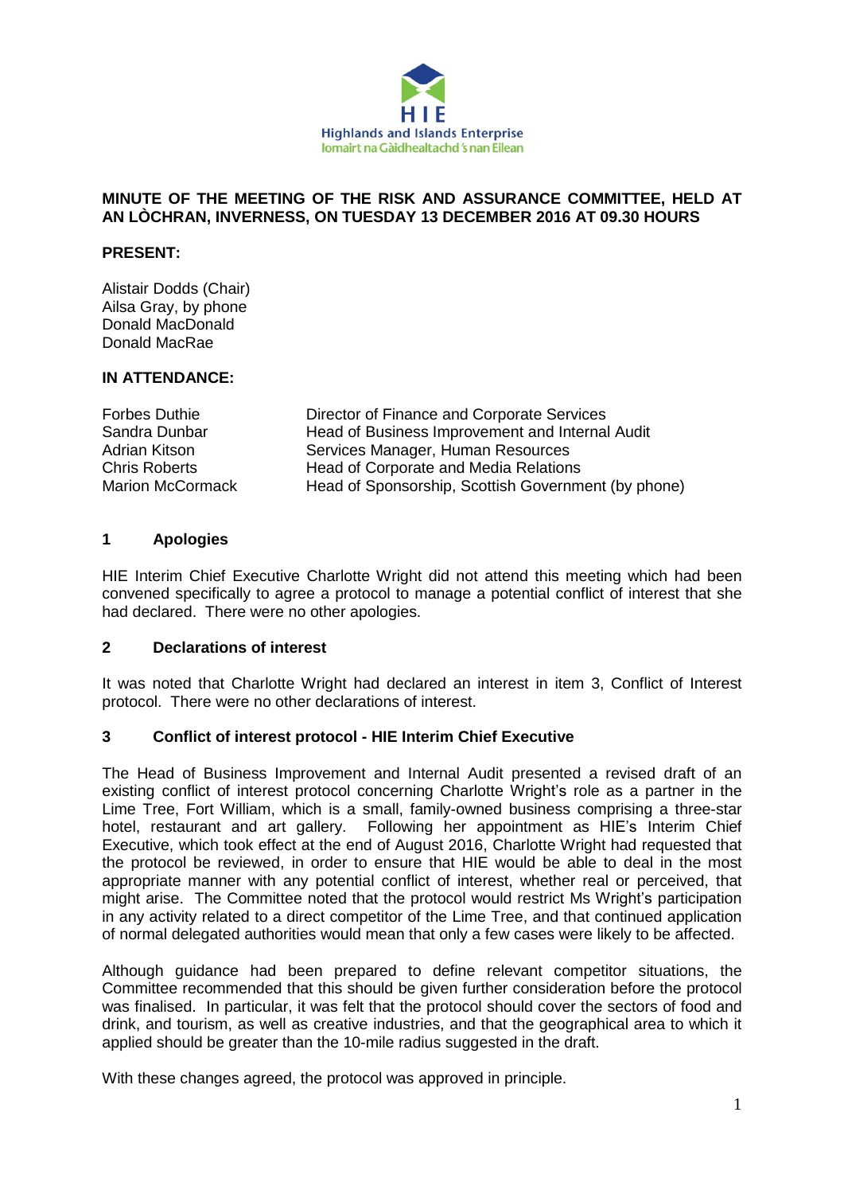Highlands and Islands Enterprise
Iomairt na Gàidhealtachd 's nan Eilean

**MINUTE OF THE MEETING OF THE RISK AND ASSURANCE COMMITTEE, HELD AT AN LÒCHRAN, INVERNESS, ON TUESDAY 13 DECEMBER 2016 AT 09.30 HOURS**

**PRESENT:**

Alistair Dodds (Chair)
Ailsa Gray, by phone
Donald MacDonald
Donald MacRae

**IN ATTENDANCE:**

| | |
|---|---|
| Forbes Duthie | Director of Finance and Corporate Services |
| Sandra Dunbar | Head of Business Improvement and Internal Audit |
| Adrian Kitson | Services Manager, Human Resources |
| Chris Roberts | Head of Corporate and Media Relations |
| Marion McCormack | Head of Sponsorship, Scottish Government (by phone) |

## 1 Apologies

HIE Interim Chief Executive Charlotte Wright did not attend this meeting which had been convened specifically to agree a protocol to manage a potential conflict of interest that she had declared. There were no other apologies.

## 2 Declarations of interest

It was noted that Charlotte Wright had declared an interest in item 3, Conflict of Interest protocol. There were no other declarations of interest.

## 3 Conflict of interest protocol - HIE Interim Chief Executive

The Head of Business Improvement and Internal Audit presented a revised draft of an existing conflict of interest protocol concerning Charlotte Wright's role as a partner in the Lime Tree, Fort William, which is a small, family-owned business comprising a three-star hotel, restaurant and art gallery. Following her appointment as HIE's Interim Chief Executive, which took effect at the end of August 2016, Charlotte Wright had requested that the protocol be reviewed, in order to ensure that HIE would be able to deal in the most appropriate manner with any potential conflict of interest, whether real or perceived, that might arise. The Committee noted that the protocol would restrict Ms Wright's participation in any activity related to a direct competitor of the Lime Tree, and that continued application of normal delegated authorities would mean that only a few cases were likely to be affected.

Although guidance had been prepared to define relevant competitor situations, the Committee recommended that this should be given further consideration before the protocol was finalised. In particular, it was felt that the protocol should cover the sectors of food and drink, and tourism, as well as creative industries, and that the geographical area to which it applied should be greater than the 10-mile radius suggested in the draft.

With these changes agreed, the protocol was approved in principle.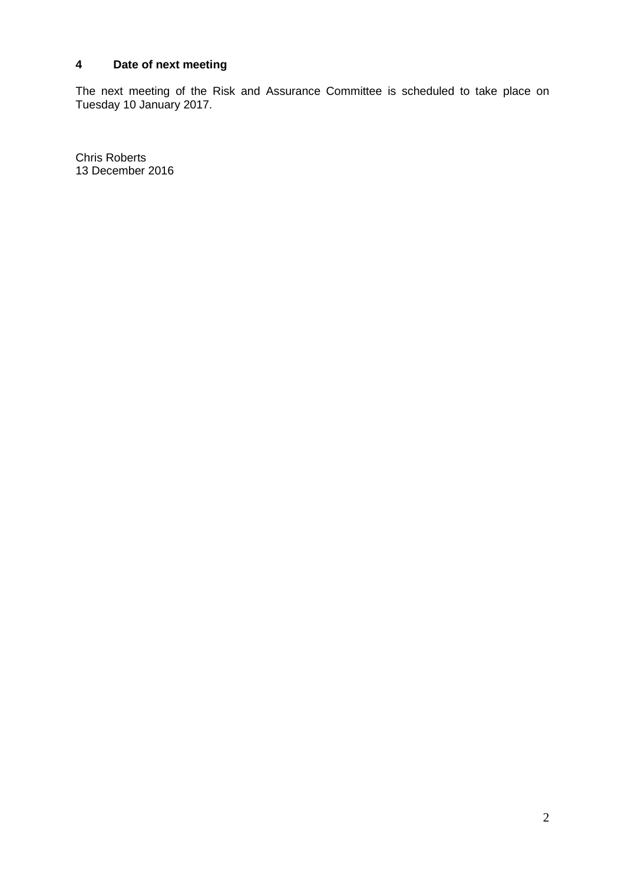## 4 Date of next meeting

The next meeting of the Risk and Assurance Committee is scheduled to take place on Tuesday 10 January 2017.

Chris Roberts
13 December 2016